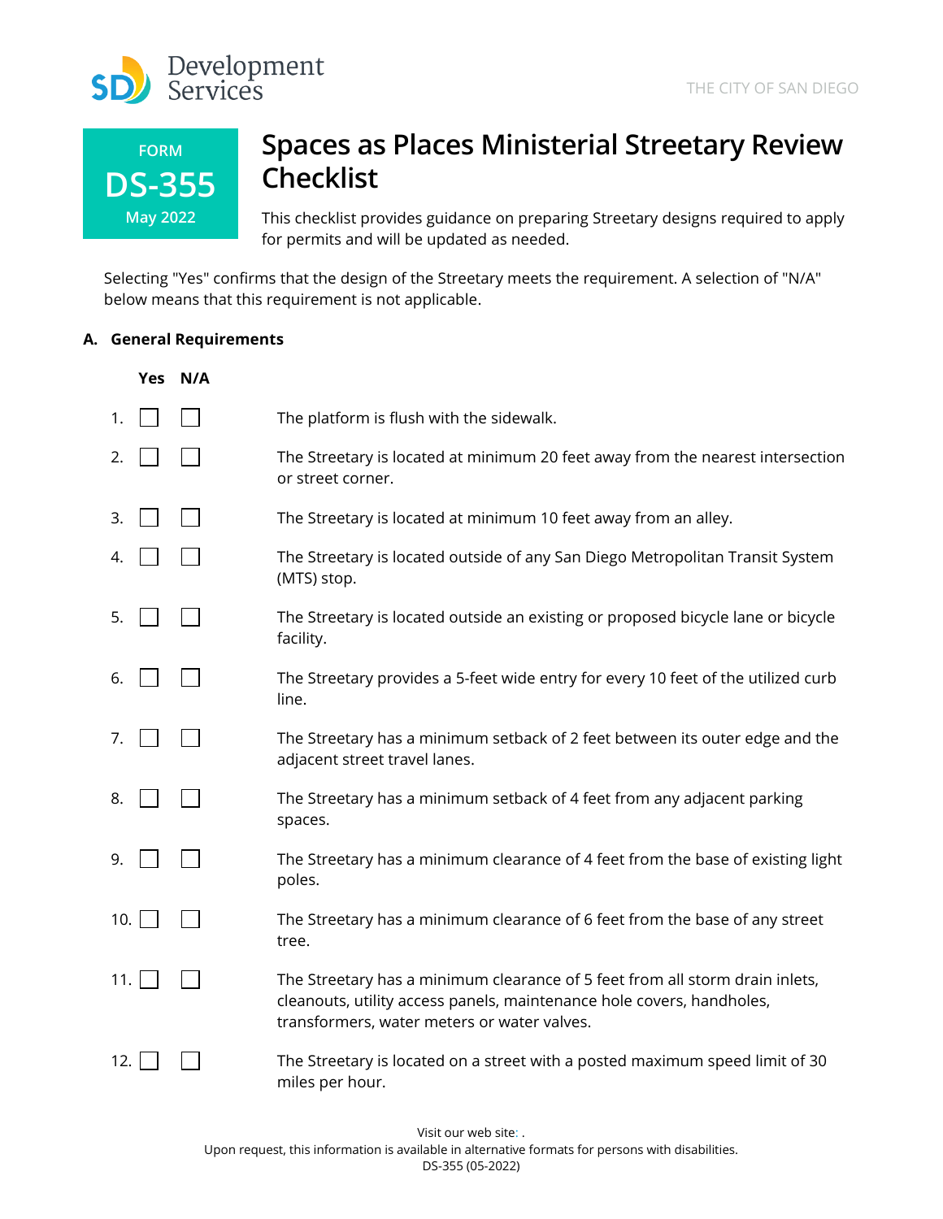Development Services

THE CITY OF SAN DIEGO

FORM
**DS-355**
May 2022

# Spaces as Places Ministerial Streetary Review Checklist

This checklist provides guidance on preparing Streetary designs required to apply for permits and will be updated as needed.

Selecting "Yes" confirms that the design of the Streetary meets the requirement. A selection of "N/A" below means that this requirement is not applicable.

## A. General Requirements

| | Yes | N/A | |
|---|---|---|---|
| 1. | ☐ | ☐ | The platform is flush with the sidewalk. |
| 2. | ☐ | ☐ | The Streetary is located at minimum 20 feet away from the nearest intersection or street corner. |
| 3. | ☐ | ☐ | The Streetary is located at minimum 10 feet away from an alley. |
| 4. | ☐ | ☐ | The Streetary is located outside of any San Diego Metropolitan Transit System (MTS) stop. |
| 5. | ☐ | ☐ | The Streetary is located outside an existing or proposed bicycle lane or bicycle facility. |
| 6. | ☐ | ☐ | The Streetary provides a 5-feet wide entry for every 10 feet of the utilized curb line. |
| 7. | ☐ | ☐ | The Streetary has a minimum setback of 2 feet between its outer edge and the adjacent street travel lanes. |
| 8. | ☐ | ☐ | The Streetary has a minimum setback of 4 feet from any adjacent parking spaces. |
| 9. | ☐ | ☐ | The Streetary has a minimum clearance of 4 feet from the base of existing light poles. |
| 10. | ☐ | ☐ | The Streetary has a minimum clearance of 6 feet from the base of any street tree. |
| 11. | ☐ | ☐ | The Streetary has a minimum clearance of 5 feet from all storm drain inlets, cleanouts, utility access panels, maintenance hole covers, handholes, transformers, water meters or water valves. |
| 12. | ☐ | ☐ | The Streetary is located on a street with a posted maximum speed limit of 30 miles per hour. |

Visit our web site: .
Upon request, this information is available in alternative formats for persons with disabilities.
DS-355 (05-2022)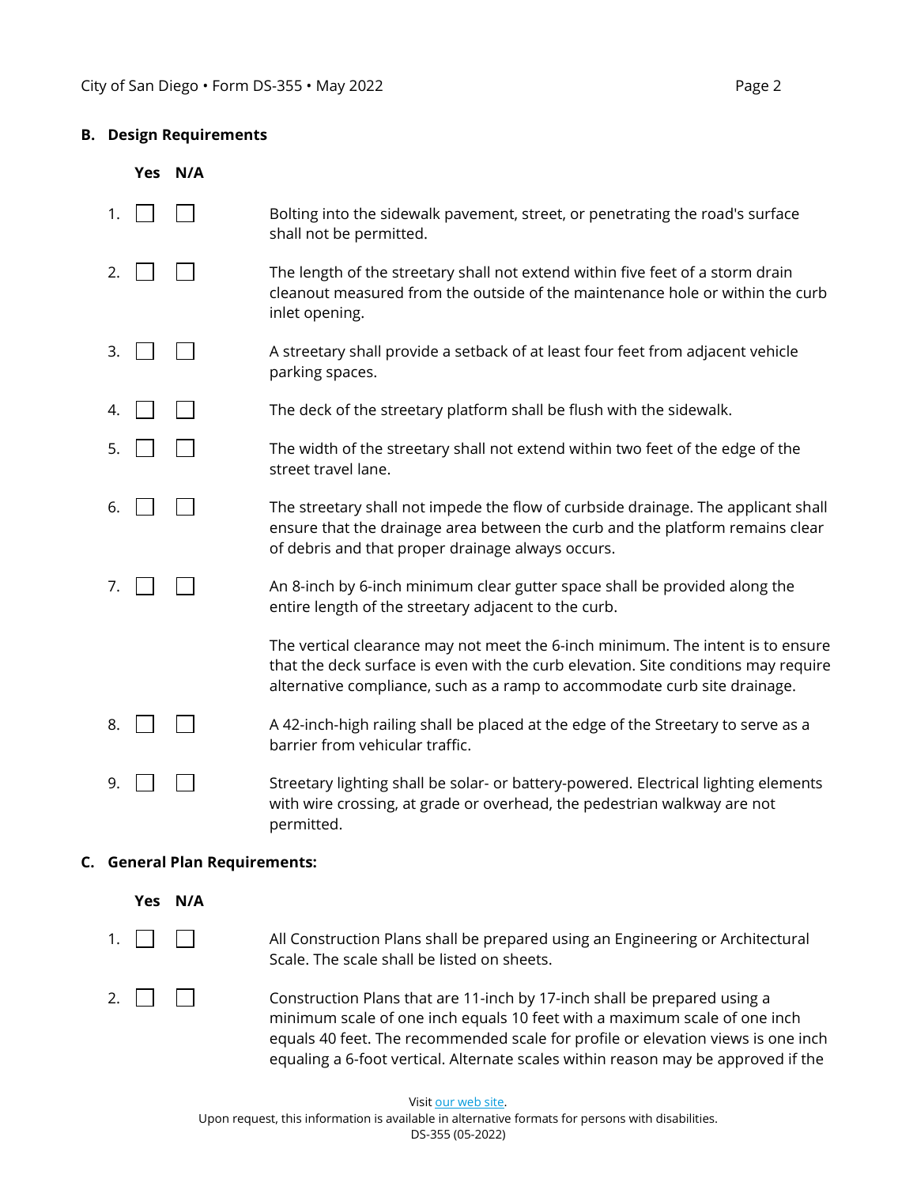## B. Design Requirements

| | Yes | N/A | |
|---|---|---|---|
| 1. | ☐ | ☐ | Bolting into the sidewalk pavement, street, or penetrating the road's surface shall not be permitted. |
| 2. | ☐ | ☐ | The length of the streetary shall not extend within five feet of a storm drain cleanout measured from the outside of the maintenance hole or within the curb inlet opening. |
| 3. | ☐ | ☐ | A streetary shall provide a setback of at least four feet from adjacent vehicle parking spaces. |
| 4. | ☐ | ☐ | The deck of the streetary platform shall be flush with the sidewalk. |
| 5. | ☐ | ☐ | The width of the streetary shall not extend within two feet of the edge of the street travel lane. |
| 6. | ☐ | ☐ | The streetary shall not impede the flow of curbside drainage. The applicant shall ensure that the drainage area between the curb and the platform remains clear of debris and that proper drainage always occurs. |
| 7. | ☐ | ☐ | An 8-inch by 6-inch minimum clear gutter space shall be provided along the entire length of the streetary adjacent to the curb.<br><br>The vertical clearance may not meet the 6-inch minimum. The intent is to ensure that the deck surface is even with the curb elevation. Site conditions may require alternative compliance, such as a ramp to accommodate curb site drainage. |
| 8. | ☐ | ☐ | A 42-inch-high railing shall be placed at the edge of the Streetary to serve as a barrier from vehicular traffic. |
| 9. | ☐ | ☐ | Streetary lighting shall be solar- or battery-powered. Electrical lighting elements with wire crossing, at grade or overhead, the pedestrian walkway are not permitted. |

## C. General Plan Requirements:

| | Yes | N/A | |
|---|---|---|---|
| 1. | ☐ | ☐ | All Construction Plans shall be prepared using an Engineering or Architectural Scale. The scale shall be listed on sheets. |
| 2. | ☐ | ☐ | Construction Plans that are 11-inch by 17-inch shall be prepared using a minimum scale of one inch equals 10 feet with a maximum scale of one inch equals 40 feet. The recommended scale for profile or elevation views is one inch equaling a 6-foot vertical. Alternate scales within reason may be approved if the |

Visit our web site.

Upon request, this information is available in alternative formats for persons with disabilities.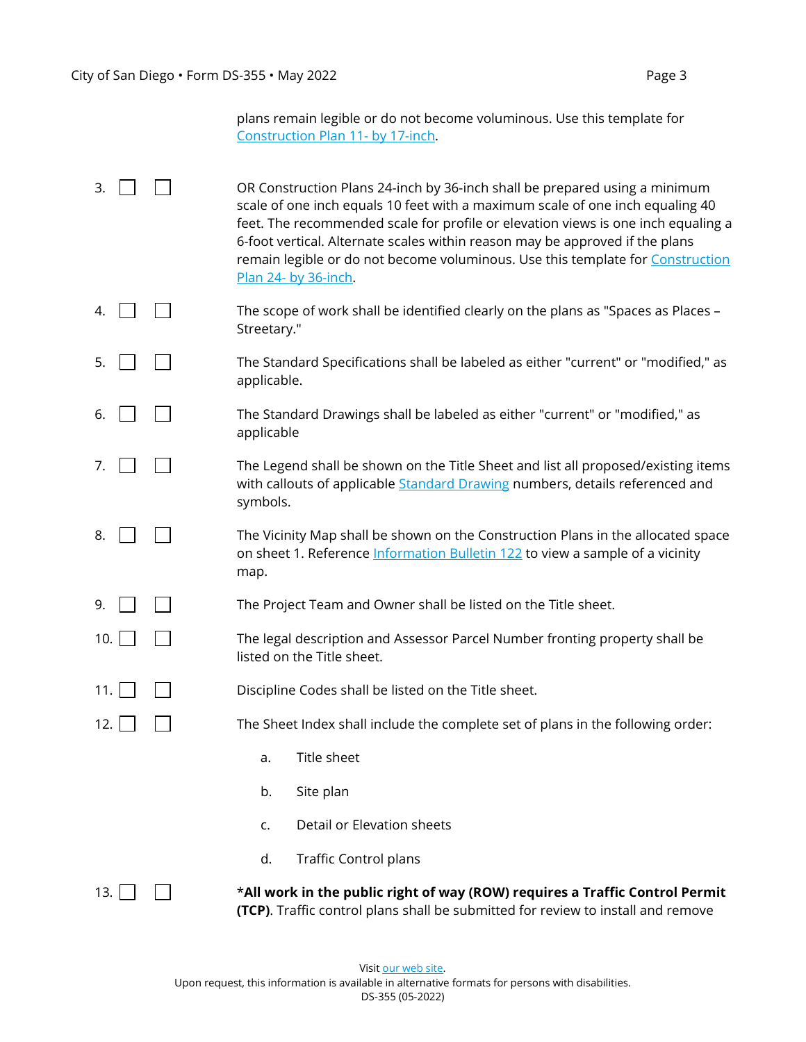plans remain legible or do not become voluminous. Use this template for [Construction Plan 11- by 17-inch](#).

3. ☐ ☐ OR Construction Plans 24-inch by 36-inch shall be prepared using a minimum scale of one inch equals 10 feet with a maximum scale of one inch equaling 40 feet. The recommended scale for profile or elevation views is one inch equaling a 6-foot vertical. Alternate scales within reason may be approved if the plans remain legible or do not become voluminous. Use this template for [Construction Plan 24- by 36-inch](#).

4. ☐ ☐ The scope of work shall be identified clearly on the plans as "Spaces as Places – Streetary."

5. ☐ ☐ The Standard Specifications shall be labeled as either "current" or "modified," as applicable.

6. ☐ ☐ The Standard Drawings shall be labeled as either "current" or "modified," as applicable

7. ☐ ☐ The Legend shall be shown on the Title Sheet and list all proposed/existing items with callouts of applicable [Standard Drawing](#) numbers, details referenced and symbols.

8. ☐ ☐ The Vicinity Map shall be shown on the Construction Plans in the allocated space on sheet 1. Reference [Information Bulletin 122](#) to view a sample of a vicinity map.

9. ☐ ☐ The Project Team and Owner shall be listed on the Title sheet.

10. ☐ ☐ The legal description and Assessor Parcel Number fronting property shall be listed on the Title sheet.

11. ☐ ☐ Discipline Codes shall be listed on the Title sheet.

12. ☐ ☐ The Sheet Index shall include the complete set of plans in the following order:

    a. Title sheet

    b. Site plan

    c. Detail or Elevation sheets

    d. Traffic Control plans

13. ☐ ☐ ***All work in the public right of way (ROW) requires a Traffic Control Permit (TCP)**. Traffic control plans shall be submitted for review to install and remove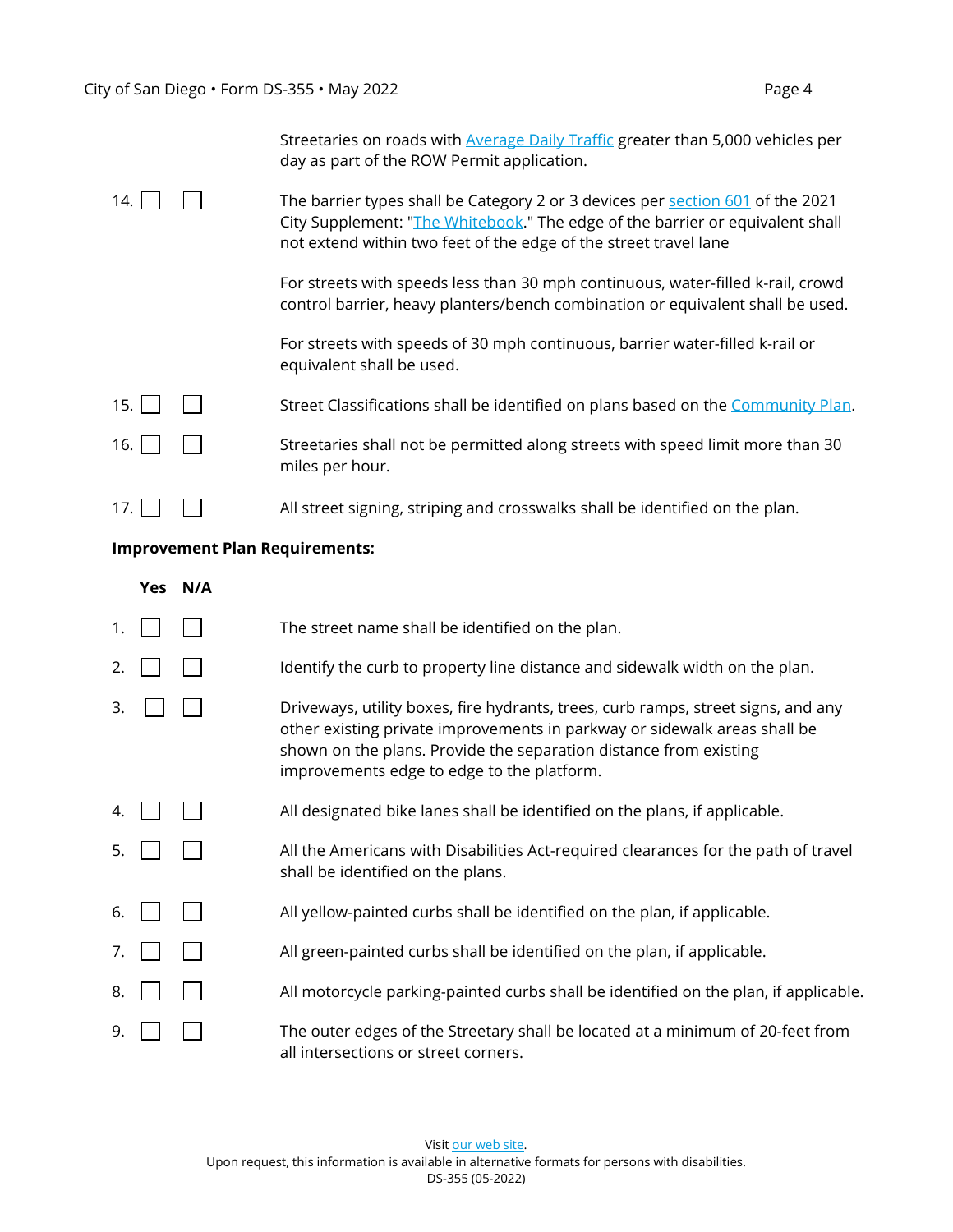Streetaries on roads with Average Daily Traffic greater than 5,000 vehicles per day as part of the ROW Permit application.

14. ☐ ☐ The barrier types shall be Category 2 or 3 devices per section 601 of the 2021 City Supplement: "The Whitebook." The edge of the barrier or equivalent shall not extend within two feet of the edge of the street travel lane

For streets with speeds less than 30 mph continuous, water-filled k-rail, crowd control barrier, heavy planters/bench combination or equivalent shall be used.

For streets with speeds of 30 mph continuous, barrier water-filled k-rail or equivalent shall be used.

15. ☐ ☐ Street Classifications shall be identified on plans based on the Community Plan.

16. ☐ ☐ Streetaries shall not be permitted along streets with speed limit more than 30 miles per hour.

17. ☐ ☐ All street signing, striping and crosswalks shall be identified on the plan.

**Improvement Plan Requirements:**

| | Yes | N/A | |
|---|---|---|---|
| 1. | ☐ | ☐ | The street name shall be identified on the plan. |
| 2. | ☐ | ☐ | Identify the curb to property line distance and sidewalk width on the plan. |
| 3. | ☐ | ☐ | Driveways, utility boxes, fire hydrants, trees, curb ramps, street signs, and any other existing private improvements in parkway or sidewalk areas shall be shown on the plans. Provide the separation distance from existing improvements edge to edge to the platform. |
| 4. | ☐ | ☐ | All designated bike lanes shall be identified on the plans, if applicable. |
| 5. | ☐ | ☐ | All the Americans with Disabilities Act-required clearances for the path of travel shall be identified on the plans. |
| 6. | ☐ | ☐ | All yellow-painted curbs shall be identified on the plan, if applicable. |
| 7. | ☐ | ☐ | All green-painted curbs shall be identified on the plan, if applicable. |
| 8. | ☐ | ☐ | All motorcycle parking-painted curbs shall be identified on the plan, if applicable. |
| 9. | ☐ | ☐ | The outer edges of the Streetary shall be located at a minimum of 20-feet from all intersections or street corners. |

Visit our web site.
Upon request, this information is available in alternative formats for persons with disabilities.
DS-355 (05-2022)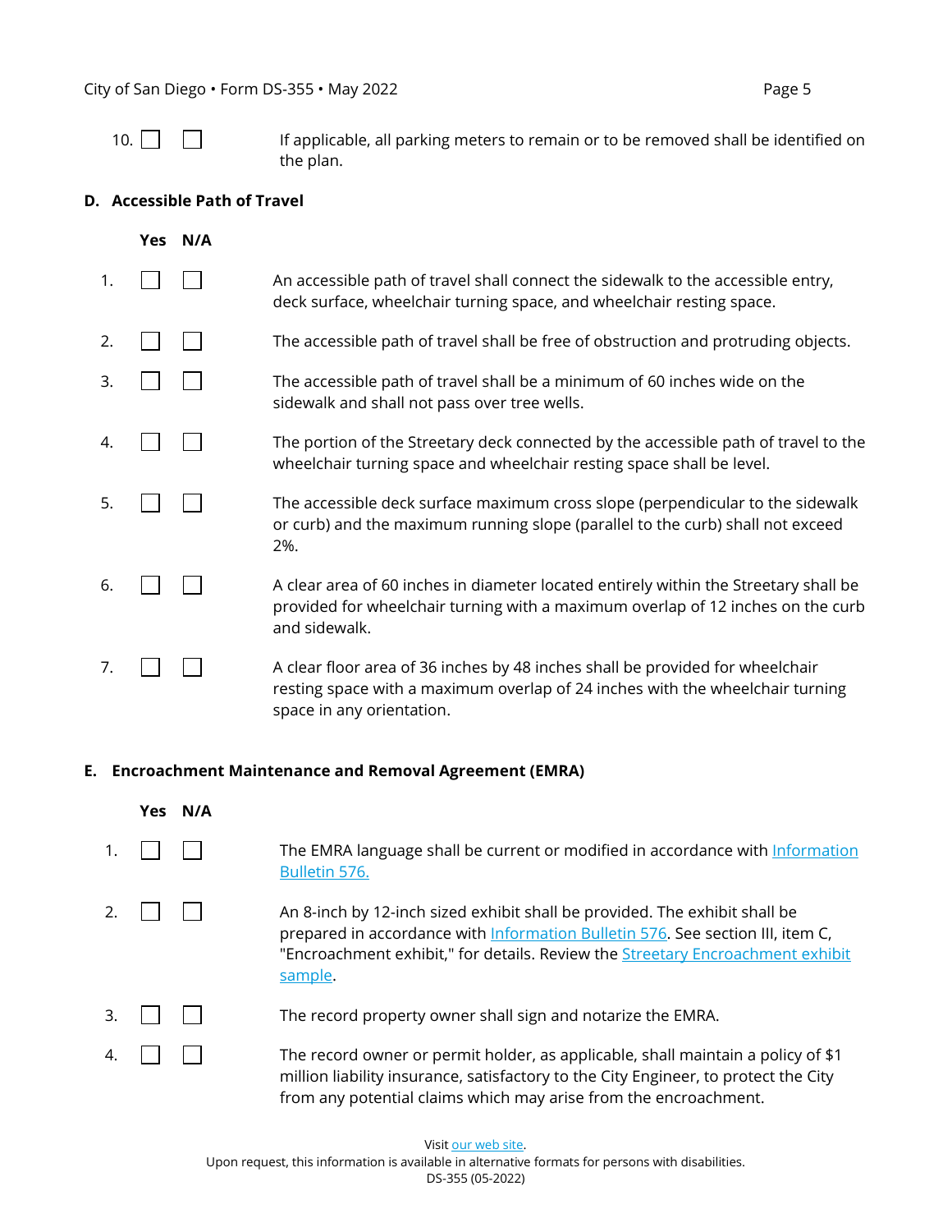| | Yes | N/A | |
|---|---|---|---|
| 10. | ☐ | ☐ | If applicable, all parking meters to remain or to be removed shall be identified on the plan. |

## D. Accessible Path of Travel

| | Yes | N/A | |
|---|---|---|---|
| 1. | ☐ | ☐ | An accessible path of travel shall connect the sidewalk to the accessible entry, deck surface, wheelchair turning space, and wheelchair resting space. |
| 2. | ☐ | ☐ | The accessible path of travel shall be free of obstruction and protruding objects. |
| 3. | ☐ | ☐ | The accessible path of travel shall be a minimum of 60 inches wide on the sidewalk and shall not pass over tree wells. |
| 4. | ☐ | ☐ | The portion of the Streetary deck connected by the accessible path of travel to the wheelchair turning space and wheelchair resting space shall be level. |
| 5. | ☐ | ☐ | The accessible deck surface maximum cross slope (perpendicular to the sidewalk or curb) and the maximum running slope (parallel to the curb) shall not exceed 2%. |
| 6. | ☐ | ☐ | A clear area of 60 inches in diameter located entirely within the Streetary shall be provided for wheelchair turning with a maximum overlap of 12 inches on the curb and sidewalk. |
| 7. | ☐ | ☐ | A clear floor area of 36 inches by 48 inches shall be provided for wheelchair resting space with a maximum overlap of 24 inches with the wheelchair turning space in any orientation. |

## E. Encroachment Maintenance and Removal Agreement (EMRA)

| | Yes | N/A | |
|---|---|---|---|
| 1. | ☐ | ☐ | The EMRA language shall be current or modified in accordance with Information Bulletin 576. |
| 2. | ☐ | ☐ | An 8-inch by 12-inch sized exhibit shall be provided. The exhibit shall be prepared in accordance with Information Bulletin 576. See section III, item C, "Encroachment exhibit," for details. Review the Streetary Encroachment exhibit sample. |
| 3. | ☐ | ☐ | The record property owner shall sign and notarize the EMRA. |
| 4. | ☐ | ☐ | The record owner or permit holder, as applicable, shall maintain a policy of $1 million liability insurance, satisfactory to the City Engineer, to protect the City from any potential claims which may arise from the encroachment. |

Visit our web site.
Upon request, this information is available in alternative formats for persons with disabilities.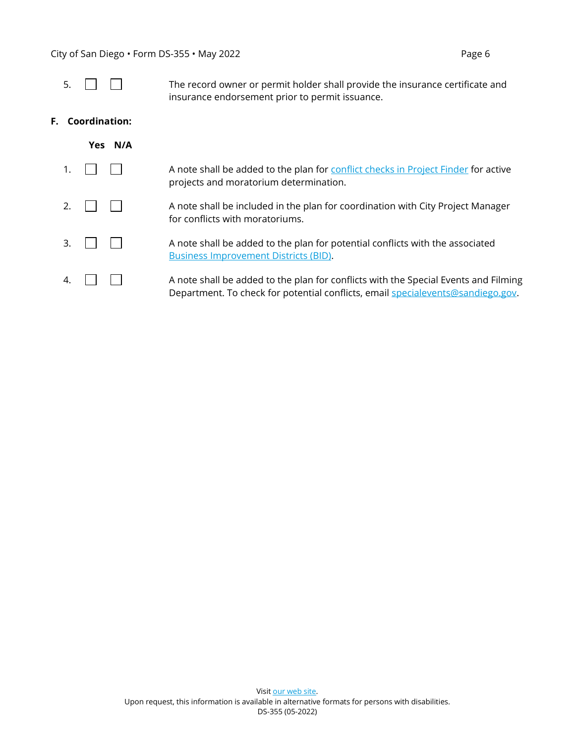5. ☐ ☐ The record owner or permit holder shall provide the insurance certificate and insurance endorsement prior to permit issuance.

**F. Coordination:**

| | Yes | N/A | |
|---|---|---|---|
| 1. | ☐ | ☐ | A note shall be added to the plan for conflict checks in Project Finder for active projects and moratorium determination. |
| 2. | ☐ | ☐ | A note shall be included in the plan for coordination with City Project Manager for conflicts with moratoriums. |
| 3. | ☐ | ☐ | A note shall be added to the plan for potential conflicts with the associated Business Improvement Districts (BID). |
| 4. | ☐ | ☐ | A note shall be added to the plan for conflicts with the Special Events and Filming Department. To check for potential conflicts, email specialevents@sandiego.gov. |

Visit our web site.

Upon request, this information is available in alternative formats for persons with disabilities.

DS-355 (05-2022)